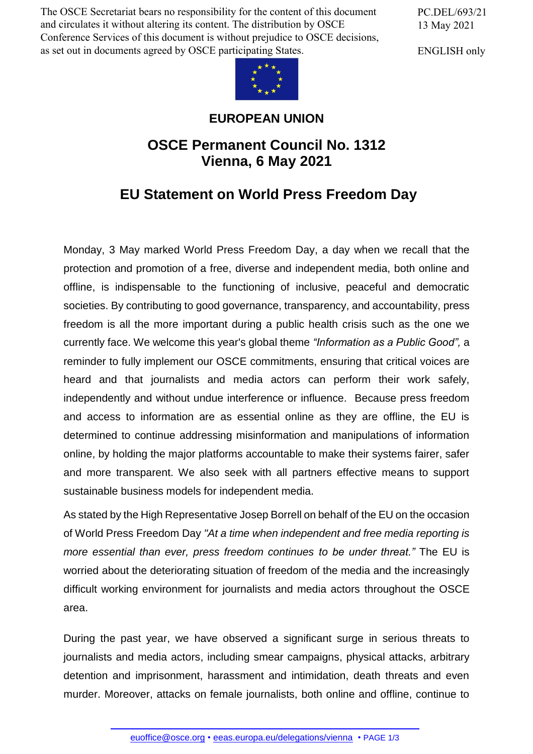The OSCE Secretariat bears no responsibility for the content of this document and circulates it without altering its content. The distribution by OSCE Conference Services of this document is without prejudice to OSCE decisions, as set out in documents agreed by OSCE participating States.

PC.DEL/693/21
13 May 2021

ENGLISH only

**EUROPEAN UNION**

## OSCE Permanent Council No. 1312
## Vienna, 6 May 2021

# EU Statement on World Press Freedom Day

Monday, 3 May marked World Press Freedom Day, a day when we recall that the protection and promotion of a free, diverse and independent media, both online and offline, is indispensable to the functioning of inclusive, peaceful and democratic societies. By contributing to good governance, transparency, and accountability, press freedom is all the more important during a public health crisis such as the one we currently face. We welcome this year's global theme *"Information as a Public Good",* a reminder to fully implement our OSCE commitments, ensuring that critical voices are heard and that journalists and media actors can perform their work safely, independently and without undue interference or influence. Because press freedom and access to information are as essential online as they are offline, the EU is determined to continue addressing misinformation and manipulations of information online, by holding the major platforms accountable to make their systems fairer, safer and more transparent. We also seek with all partners effective means to support sustainable business models for independent media.

As stated by the High Representative Josep Borrell on behalf of the EU on the occasion of World Press Freedom Day *"At a time when independent and free media reporting is more essential than ever, press freedom continues to be under threat."* The EU is worried about the deteriorating situation of freedom of the media and the increasingly difficult working environment for journalists and media actors throughout the OSCE area.

During the past year, we have observed a significant surge in serious threats to journalists and media actors, including smear campaigns, physical attacks, arbitrary detention and imprisonment, harassment and intimidation, death threats and even murder. Moreover, attacks on female journalists, both online and offline, continue to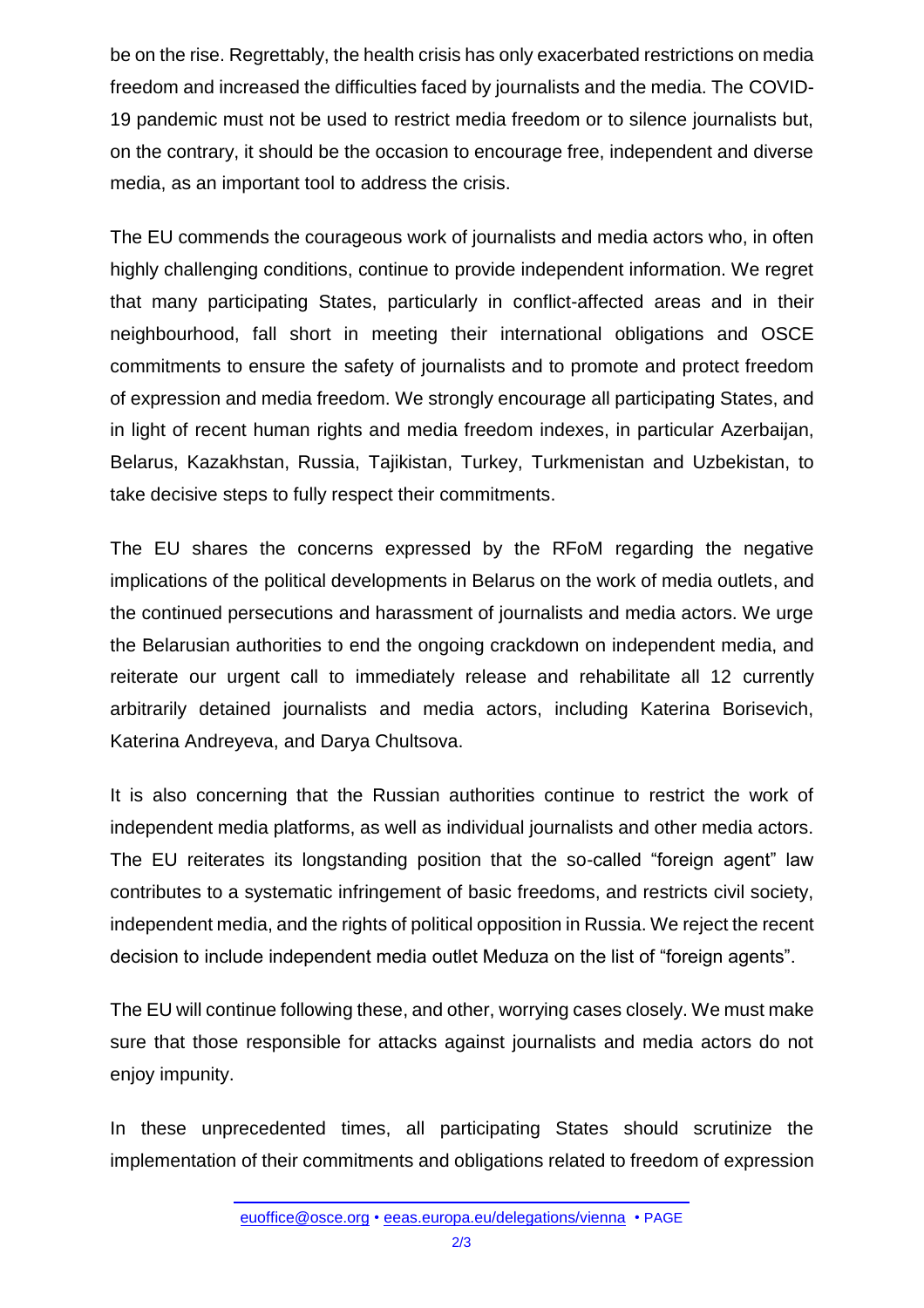be on the rise. Regrettably, the health crisis has only exacerbated restrictions on media freedom and increased the difficulties faced by journalists and the media. The COVID-19 pandemic must not be used to restrict media freedom or to silence journalists but, on the contrary, it should be the occasion to encourage free, independent and diverse media, as an important tool to address the crisis.

The EU commends the courageous work of journalists and media actors who, in often highly challenging conditions, continue to provide independent information. We regret that many participating States, particularly in conflict-affected areas and in their neighbourhood, fall short in meeting their international obligations and OSCE commitments to ensure the safety of journalists and to promote and protect freedom of expression and media freedom. We strongly encourage all participating States, and in light of recent human rights and media freedom indexes, in particular Azerbaijan, Belarus, Kazakhstan, Russia, Tajikistan, Turkey, Turkmenistan and Uzbekistan, to take decisive steps to fully respect their commitments.

The EU shares the concerns expressed by the RFoM regarding the negative implications of the political developments in Belarus on the work of media outlets, and the continued persecutions and harassment of journalists and media actors. We urge the Belarusian authorities to end the ongoing crackdown on independent media, and reiterate our urgent call to immediately release and rehabilitate all 12 currently arbitrarily detained journalists and media actors, including Katerina Borisevich, Katerina Andreyeva, and Darya Chultsova.

It is also concerning that the Russian authorities continue to restrict the work of independent media platforms, as well as individual journalists and other media actors. The EU reiterates its longstanding position that the so-called "foreign agent" law contributes to a systematic infringement of basic freedoms, and restricts civil society, independent media, and the rights of political opposition in Russia. We reject the recent decision to include independent media outlet Meduza on the list of "foreign agents".

The EU will continue following these, and other, worrying cases closely. We must make sure that those responsible for attacks against journalists and media actors do not enjoy impunity.

In these unprecedented times, all participating States should scrutinize the implementation of their commitments and obligations related to freedom of expression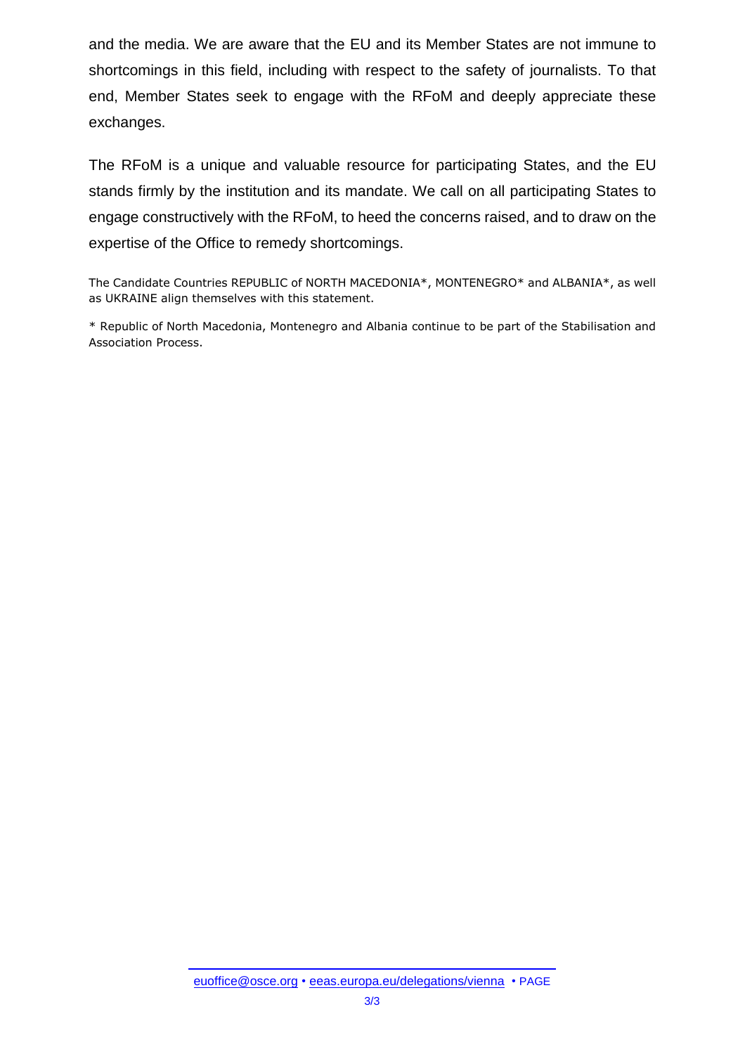and the media. We are aware that the EU and its Member States are not immune to shortcomings in this field, including with respect to the safety of journalists. To that end, Member States seek to engage with the RFoM and deeply appreciate these exchanges.

The RFoM is a unique and valuable resource for participating States, and the EU stands firmly by the institution and its mandate. We call on all participating States to engage constructively with the RFoM, to heed the concerns raised, and to draw on the expertise of the Office to remedy shortcomings.

The Candidate Countries REPUBLIC of NORTH MACEDONIA*, MONTENEGRO* and ALBANIA*, as well as UKRAINE align themselves with this statement.

* Republic of North Macedonia, Montenegro and Albania continue to be part of the Stabilisation and Association Process.